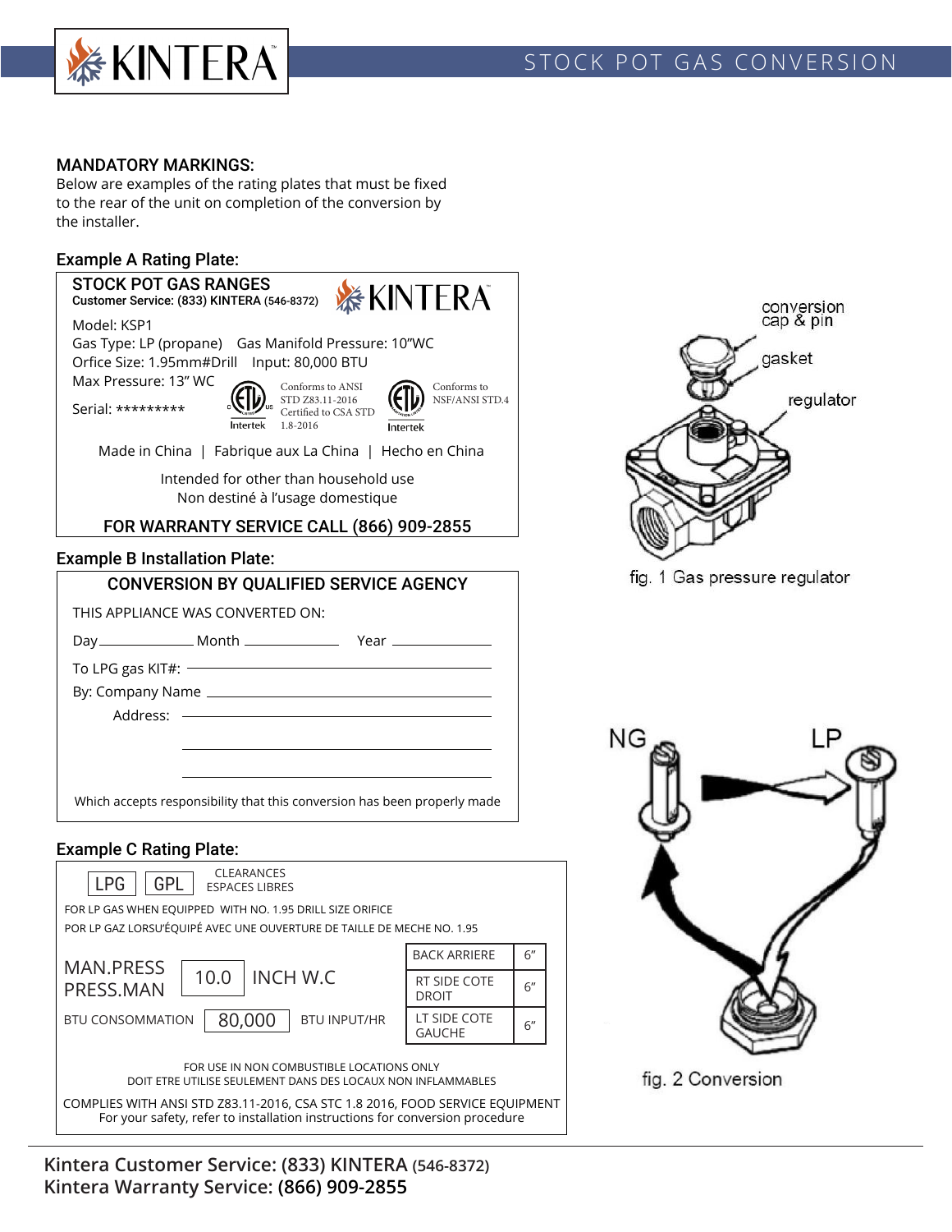## STOCK POT GAS CONVERSION

### MANDATORY MARKINGS:

Below are examples of the rating plates that must be fixed to the rear of the unit on completion of the conversion by the installer.

### Example A Rating Plate:

**STOCK POT GAS RANGES**
**Customer Service: (833) KINTERA (546-8372)**

KINTERA

Model: KSP1
Gas Type: LP (propane)   Gas Manifold Pressure: 10"WC
Orfice Size: 1.95mm#Drill   Input: 80,000 BTU
Max Pressure: 13" WC
Serial: *********

Conforms to ANSI STD Z83.11-2016 Certified to CSA STD 1.8-2016 — Intertek

Conforms to NSF/ANSI STD.4 — Intertek

Made in China | Fabrique aux La China | Hecho en China

Intended for other than household use
Non destiné à l'usage domestique

**FOR WARRANTY SERVICE CALL (866) 909-2855**

### Example B Installation Plate:

**CONVERSION BY QUALIFIED SERVICE AGENCY**

THIS APPLIANCE WAS CONVERTED ON:

Day ________ Month ________ Year ________

To LPG gas KIT#: ____________________

By: Company Name ____________________

Address: ____________________

____________________

____________________

Which accepts responsibility that this conversion has been properly made

### Example C Rating Plate:

LPG | GPL

CLEARANCES
ESPACES LIBRES

FOR LP GAS WHEN EQUIPPED WITH NO. 1.95 DRILL SIZE ORIFICE
POR LP GAZ LORSU'ÉQUIPÉ AVEC UNE OUVERTURE DE TAILLE DE MECHE NO. 1.95

MAN.PRESS / PRESS.MAN: 10.0 INCH W.C

BTU CONSOMMATION 80,000 BTU INPUT/HR

| CLEARANCES | |
| --- | --- |
| BACK ARRIERE | 6" |
| RT SIDE COTE DROIT | 6" |
| LT SIDE COTE GAUCHE | 6" |

FOR USE IN NON COMBUSTIBLE LOCATIONS ONLY
DOIT ETRE UTILISE SEULEMENT DANS DES LOCAUX NON INFLAMMABLES

COMPLIES WITH ANSI STD Z83.11-2016, CSA STC 1.8 2016, FOOD SERVICE EQUIPMENT
For your safety, refer to installation instructions for conversion procedure

conversion cap & pin
gasket
regulator

fig. 1 Gas pressure regulator

NG → LP

fig. 2 Conversion

**Kintera Customer Service: (833) KINTERA (546-8372)**
**Kintera Warranty Service: (866) 909-2855**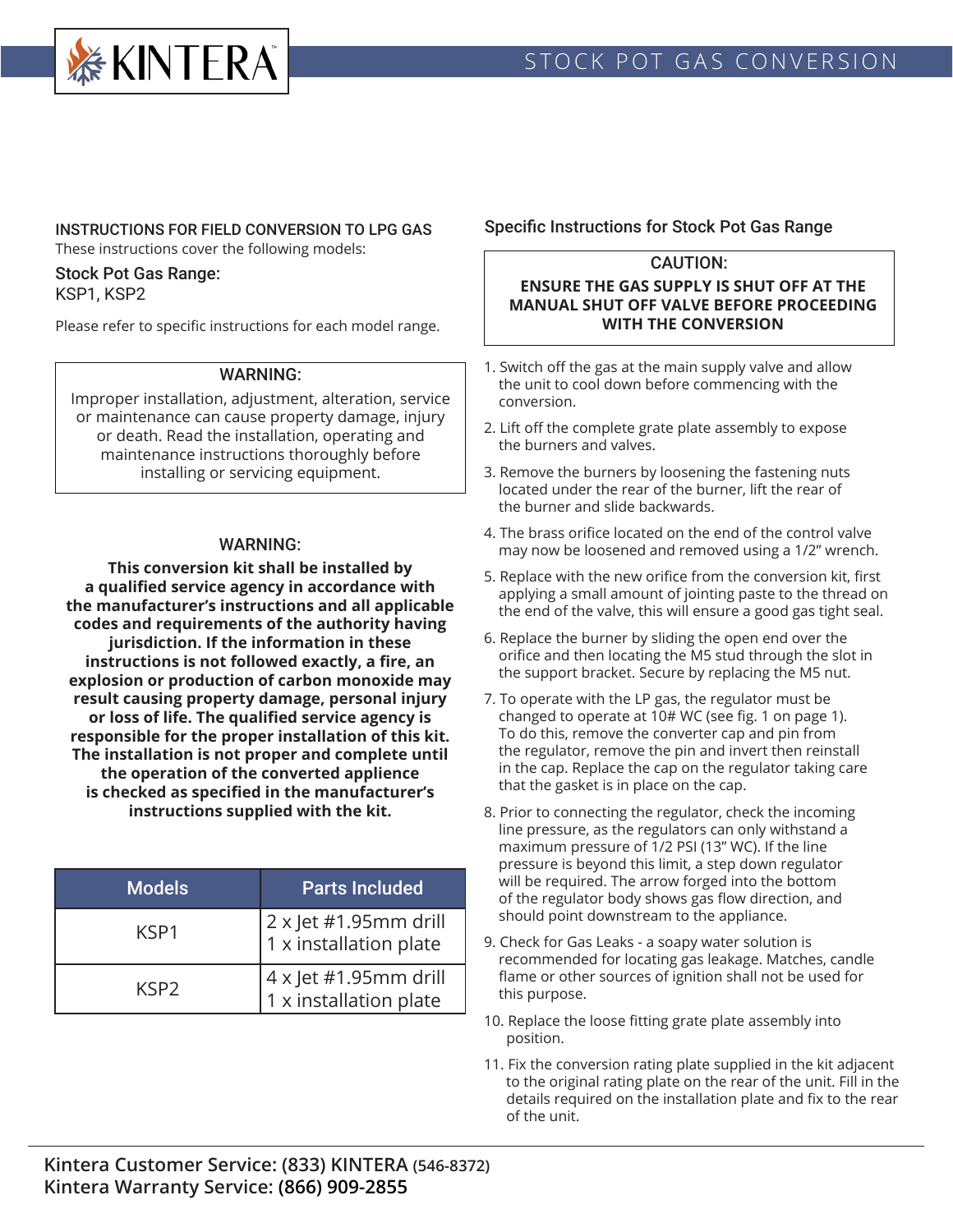# STOCK POT GAS CONVERSION

## INSTRUCTIONS FOR FIELD CONVERSION TO LPG GAS

These instructions cover the following models:

### Stock Pot Gas Range:

KSP1, KSP2

Please refer to specific instructions for each model range.

**WARNING:**

Improper installation, adjustment, alteration, service or maintenance can cause property damage, injury or death. Read the installation, operating and maintenance instructions thoroughly before installing or servicing equipment.

**WARNING:**

**This conversion kit shall be installed by a qualified service agency in accordance with the manufacturer's instructions and all applicable codes and requirements of the authority having jurisdiction. If the information in these instructions is not followed exactly, a fire, an explosion or production of carbon monoxide may result causing property damage, personal injury or loss of life. The qualified service agency is responsible for the proper installation of this kit. The installation is not proper and complete until the operation of the converted applience is checked as specified in the manufacturer's instructions supplied with the kit.**

| Models | Parts Included |
|---|---|
| KSP1 | 2 x Jet #1.95mm drill<br>1 x installation plate |
| KSP2 | 4 x Jet #1.95mm drill<br>1 x installation plate |

## Specific Instructions for Stock Pot Gas Range

**CAUTION:**

**ENSURE THE GAS SUPPLY IS SHUT OFF AT THE MANUAL SHUT OFF VALVE BEFORE PROCEEDING WITH THE CONVERSION**

1. Switch off the gas at the main supply valve and allow the unit to cool down before commencing with the conversion.
2. Lift off the complete grate plate assembly to expose the burners and valves.
3. Remove the burners by loosening the fastening nuts located under the rear of the burner, lift the rear of the burner and slide backwards.
4. The brass orifice located on the end of the control valve may now be loosened and removed using a 1/2" wrench.
5. Replace with the new orifice from the conversion kit, first applying a small amount of jointing paste to the thread on the end of the valve, this will ensure a good gas tight seal.
6. Replace the burner by sliding the open end over the orifice and then locating the M5 stud through the slot in the support bracket. Secure by replacing the M5 nut.
7. To operate with the LP gas, the regulator must be changed to operate at 10# WC (see fig. 1 on page 1). To do this, remove the converter cap and pin from the regulator, remove the pin and invert then reinstall in the cap. Replace the cap on the regulator taking care that the gasket is in place on the cap.
8. Prior to connecting the regulator, check the incoming line pressure, as the regulators can only withstand a maximum pressure of 1/2 PSI (13" WC). If the line pressure is beyond this limit, a step down regulator will be required. The arrow forged into the bottom of the regulator body shows gas flow direction, and should point downstream to the appliance.
9. Check for Gas Leaks - a soapy water solution is recommended for locating gas leakage. Matches, candle flame or other sources of ignition shall not be used for this purpose.
10. Replace the loose fitting grate plate assembly into position.
11. Fix the conversion rating plate supplied in the kit adjacent to the original rating plate on the rear of the unit. Fill in the details required on the installation plate and fix to the rear of the unit.

**Kintera Customer Service: (833) KINTERA (546-8372)**
**Kintera Warranty Service: (866) 909-2855**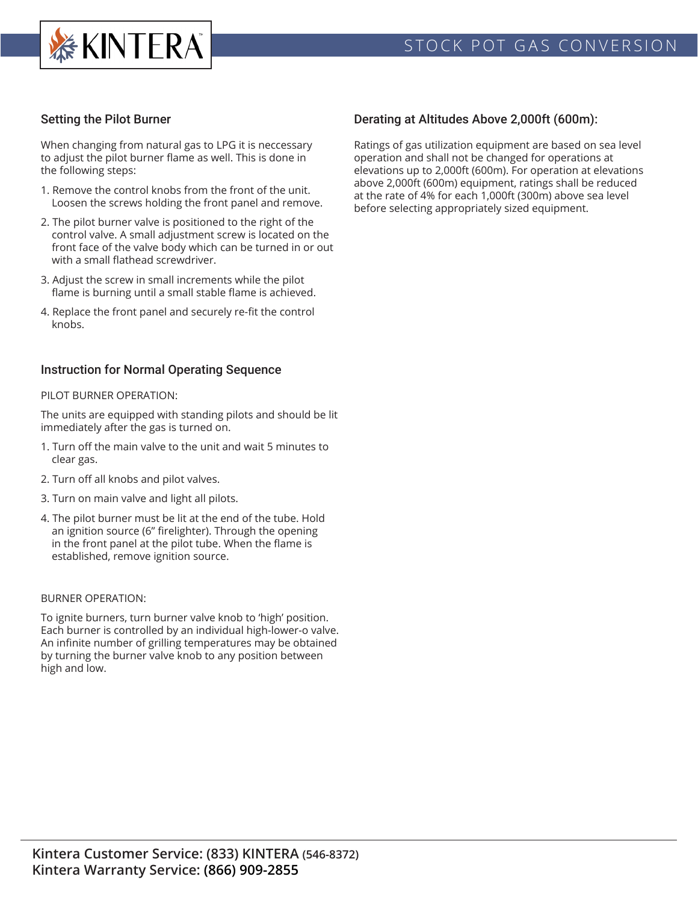## Setting the Pilot Burner

When changing from natural gas to LPG it is neccessary to adjust the pilot burner flame as well. This is done in the following steps:

1. Remove the control knobs from the front of the unit. Loosen the screws holding the front panel and remove.
2. The pilot burner valve is positioned to the right of the control valve. A small adjustment screw is located on the front face of the valve body which can be turned in or out with a small flathead screwdriver.
3. Adjust the screw in small increments while the pilot flame is burning until a small stable flame is achieved.
4. Replace the front panel and securely re-fit the control knobs.

## Instruction for Normal Operating Sequence

PILOT BURNER OPERATION:

The units are equipped with standing pilots and should be lit immediately after the gas is turned on.

1. Turn off the main valve to the unit and wait 5 minutes to clear gas.
2. Turn off all knobs and pilot valves.
3. Turn on main valve and light all pilots.
4. The pilot burner must be lit at the end of the tube. Hold an ignition source (6” firelighter). Through the opening in the front panel at the pilot tube. When the flame is established, remove ignition source.

BURNER OPERATION:

To ignite burners, turn burner valve knob to ‘high’ position. Each burner is controlled by an individual high-lower-o valve. An infinite number of grilling temperatures may be obtained by turning the burner valve knob to any position between high and low.

## Derating at Altitudes Above 2,000ft (600m):

Ratings of gas utilization equipment are based on sea level operation and shall not be changed for operations at elevations up to 2,000ft (600m). For operation at elevations above 2,000ft (600m) equipment, ratings shall be reduced at the rate of 4% for each 1,000ft (300m) above sea level before selecting appropriately sized equipment.

**Kintera Customer Service: (833) KINTERA (546-8372)**
**Kintera Warranty Service: (866) 909-2855**